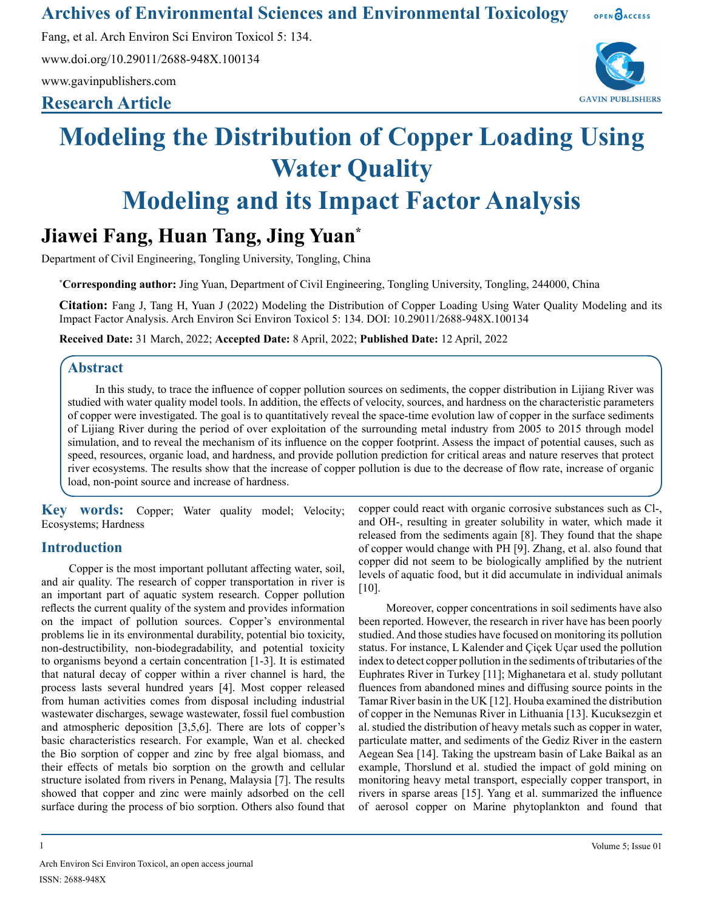Archives of Environmental Sciences and Environmental Toxicology

Fang, et al. Arch Environ Sci Environ Toxicol 5: 134.

www.doi.org/10.29011/2688-948X.100134

www.gavinpublishers.com

**Research Article**

# Modeling the Distribution of Copper Loading Using Water Quality Modeling and its Impact Factor Analysis

**Jiawei Fang, Huan Tang, Jing Yuan***

Department of Civil Engineering, Tongling University, Tongling, China

***Corresponding author:** Jing Yuan, Department of Civil Engineering, Tongling University, Tongling, 244000, China

**Citation:** Fang J, Tang H, Yuan J (2022) Modeling the Distribution of Copper Loading Using Water Quality Modeling and its Impact Factor Analysis. Arch Environ Sci Environ Toxicol 5: 134. DOI: 10.29011/2688-948X.100134

**Received Date:** 31 March, 2022; **Accepted Date:** 8 April, 2022; **Published Date:** 12 April, 2022

## Abstract

In this study, to trace the influence of copper pollution sources on sediments, the copper distribution in Lijiang River was studied with water quality model tools. In addition, the effects of velocity, sources, and hardness on the characteristic parameters of copper were investigated. The goal is to quantitatively reveal the space-time evolution law of copper in the surface sediments of Lijiang River during the period of over exploitation of the surrounding metal industry from 2005 to 2015 through model simulation, and to reveal the mechanism of its influence on the copper footprint. Assess the impact of potential causes, such as speed, resources, organic load, and hardness, and provide pollution prediction for critical areas and nature reserves that protect river ecosystems. The results show that the increase of copper pollution is due to the decrease of flow rate, increase of organic load, non-point source and increase of hardness.

**Key words:** Copper; Water quality model; Velocity; Ecosystems; Hardness

## Introduction

Copper is the most important pollutant affecting water, soil, and air quality. The research of copper transportation in river is an important part of aquatic system research. Copper pollution reflects the current quality of the system and provides information on the impact of pollution sources. Copper's environmental problems lie in its environmental durability, potential bio toxicity, non-destructibility, non-biodegradability, and potential toxicity to organisms beyond a certain concentration [1-3]. It is estimated that natural decay of copper within a river channel is hard, the process lasts several hundred years [4]. Most copper released from human activities comes from disposal including industrial wastewater discharges, sewage wastewater, fossil fuel combustion and atmospheric deposition [3,5,6]. There are lots of copper's basic characteristics research. For example, Wan et al. checked the Bio sorption of copper and zinc by free algal biomass, and their effects of metals bio sorption on the growth and cellular structure isolated from rivers in Penang, Malaysia [7]. The results showed that copper and zinc were mainly adsorbed on the cell surface during the process of bio sorption. Others also found that copper could react with organic corrosive substances such as Cl-, and OH-, resulting in greater solubility in water, which made it released from the sediments again [8]. They found that the shape of copper would change with PH [9]. Zhang, et al. also found that copper did not seem to be biologically amplified by the nutrient levels of aquatic food, but it did accumulate in individual animals [10].

Moreover, copper concentrations in soil sediments have also been reported. However, the research in river have has been poorly studied. And those studies have focused on monitoring its pollution status. For instance, L Kalender and Çiçek Uçar used the pollution index to detect copper pollution in the sediments of tributaries of the Euphrates River in Turkey [11]; Mighanetara et al. study pollutant fluences from abandoned mines and diffusing source points in the Tamar River basin in the UK [12]. Houba examined the distribution of copper in the Nemunas River in Lithuania [13]. Kucuksezgin et al. studied the distribution of heavy metals such as copper in water, particulate matter, and sediments of the Gediz River in the eastern Aegean Sea [14]. Taking the upstream basin of Lake Baikal as an example, Thorslund et al. studied the impact of gold mining on monitoring heavy metal transport, especially copper transport, in rivers in sparse areas [15]. Yang et al. summarized the influence of aerosol copper on Marine phytoplankton and found that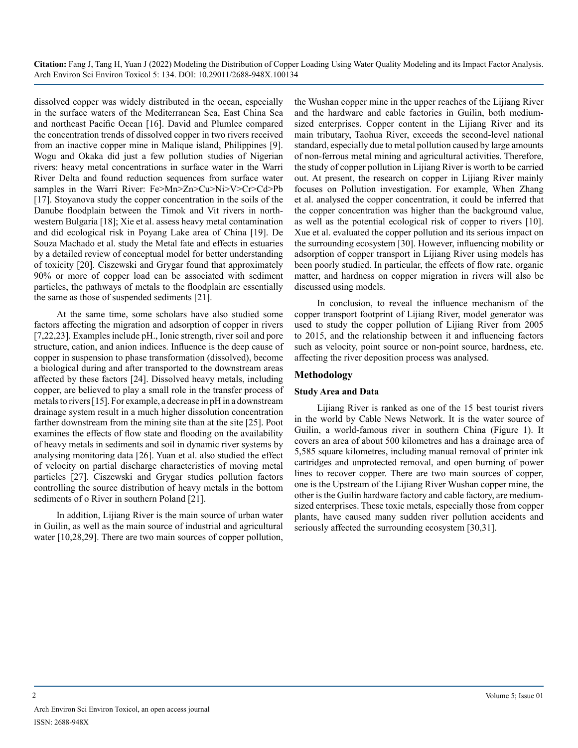dissolved copper was widely distributed in the ocean, especially in the surface waters of the Mediterranean Sea, East China Sea and northeast Pacific Ocean [16]. David and Plumlee compared the concentration trends of dissolved copper in two rivers received from an inactive copper mine in Malique island, Philippines [9]. Wogu and Okaka did just a few pollution studies of Nigerian rivers: heavy metal concentrations in surface water in the Warri River Delta and found reduction sequences from surface water samples in the Warri River: Fe>Mn>Zn>Cu>Ni>V>Cr>Cd>Pb [17]. Stoyanova study the copper concentration in the soils of the Danube floodplain between the Timok and Vit rivers in north-western Bulgaria [18]; Xie et al. assess heavy metal contamination and did ecological risk in Poyang Lake area of China [19]. De Souza Machado et al. study the Metal fate and effects in estuaries by a detailed review of conceptual model for better understanding of toxicity [20]. Ciszewski and Grygar found that approximately 90% or more of copper load can be associated with sediment particles, the pathways of metals to the floodplain are essentially the same as those of suspended sediments [21].

At the same time, some scholars have also studied some factors affecting the migration and adsorption of copper in rivers [7,22,23]. Examples include pH., Ionic strength, river soil and pore structure, cation, and anion indices. Influence is the deep cause of copper in suspension to phase transformation (dissolved), become a biological during and after transported to the downstream areas affected by these factors [24]. Dissolved heavy metals, including copper, are believed to play a small role in the transfer process of metals to rivers [15]. For example, a decrease in pH in a downstream drainage system result in a much higher dissolution concentration farther downstream from the mining site than at the site [25]. Poot examines the effects of flow state and flooding on the availability of heavy metals in sediments and soil in dynamic river systems by analysing monitoring data [26]. Yuan et al. also studied the effect of velocity on partial discharge characteristics of moving metal particles [27]. Ciszewski and Grygar studies pollution factors controlling the source distribution of heavy metals in the bottom sediments of o River in southern Poland [21].

In addition, Lijiang River is the main source of urban water in Guilin, as well as the main source of industrial and agricultural water [10,28,29]. There are two main sources of copper pollution, the Wushan copper mine in the upper reaches of the Lijiang River and the hardware and cable factories in Guilin, both medium-sized enterprises. Copper content in the Lijiang River and its main tributary, Taohua River, exceeds the second-level national standard, especially due to metal pollution caused by large amounts of non-ferrous metal mining and agricultural activities. Therefore, the study of copper pollution in Lijiang River is worth to be carried out. At present, the research on copper in Lijiang River mainly focuses on Pollution investigation. For example, When Zhang et al. analysed the copper concentration, it could be inferred that the copper concentration was higher than the background value, as well as the potential ecological risk of copper to rivers [10]. Xue et al. evaluated the copper pollution and its serious impact on the surrounding ecosystem [30]. However, influencing mobility or adsorption of copper transport in Lijiang River using models has been poorly studied. In particular, the effects of flow rate, organic matter, and hardness on copper migration in rivers will also be discussed using models.

In conclusion, to reveal the influence mechanism of the copper transport footprint of Lijiang River, model generator was used to study the copper pollution of Lijiang River from 2005 to 2015, and the relationship between it and influencing factors such as velocity, point source or non-point source, hardness, etc. affecting the river deposition process was analysed.

## Methodology

### Study Area and Data

Lijiang River is ranked as one of the 15 best tourist rivers in the world by Cable News Network. It is the water source of Guilin, a world-famous river in southern China (Figure 1). It covers an area of about 500 kilometres and has a drainage area of 5,585 square kilometres, including manual removal of printer ink cartridges and unprotected removal, and open burning of power lines to recover copper. There are two main sources of copper, one is the Upstream of the Lijiang River Wushan copper mine, the other is the Guilin hardware factory and cable factory, are medium-sized enterprises. These toxic metals, especially those from copper plants, have caused many sudden river pollution accidents and seriously affected the surrounding ecosystem [30,31].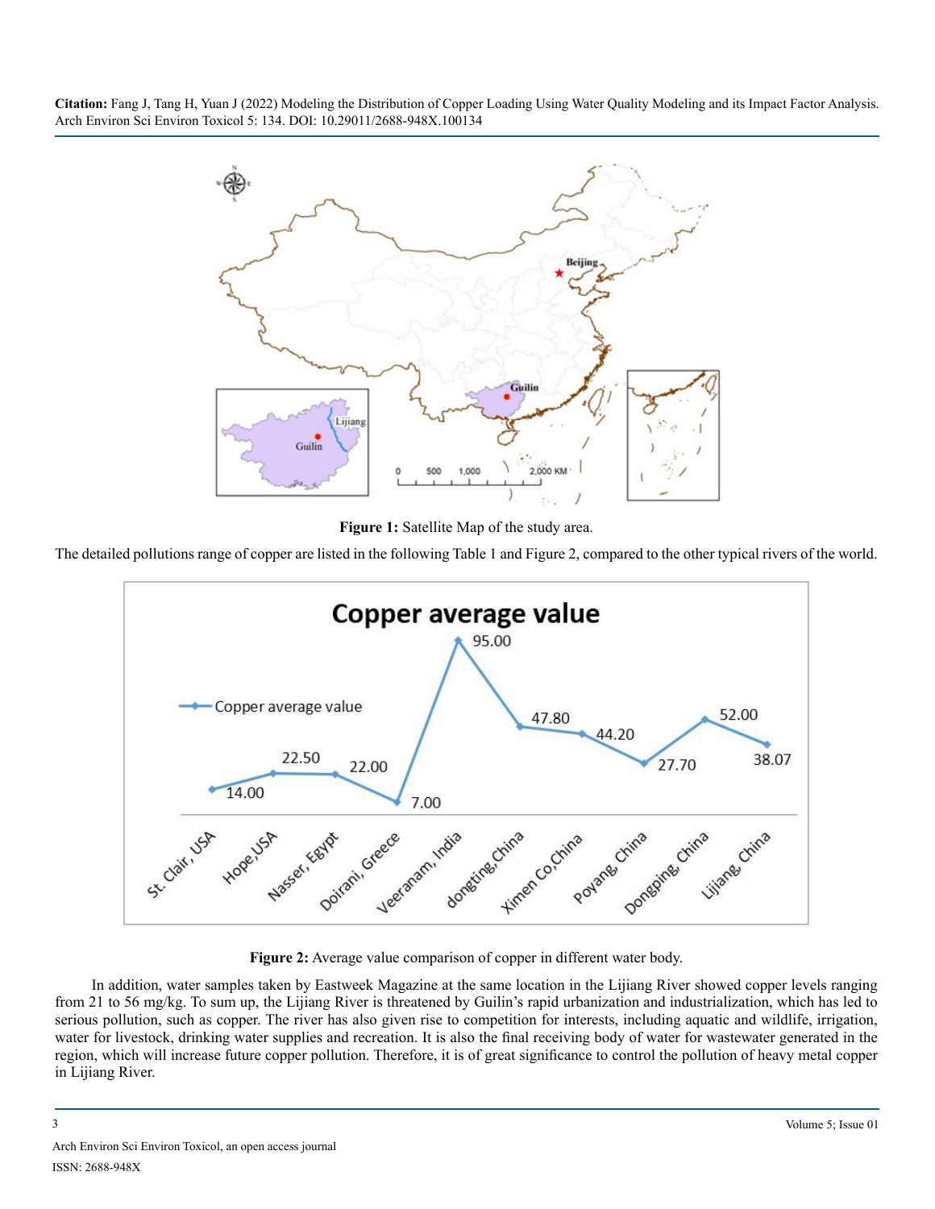Figure 1: Satellite Map of the study area.

The detailed pollutions range of copper are listed in the following Table 1 and Figure 2, compared to the other typical rivers of the world.

Figure 2: Average value comparison of copper in different water body.

In addition, water samples taken by Eastweek Magazine at the same location in the Lijiang River showed copper levels ranging from 21 to 56 mg/kg. To sum up, the Lijiang River is threatened by Guilin's rapid urbanization and industrialization, which has led to serious pollution, such as copper. The river has also given rise to competition for interests, including aquatic and wildlife, irrigation, water for livestock, drinking water supplies and recreation. It is also the final receiving body of water for wastewater generated in the region, which will increase future copper pollution. Therefore, it is of great significance to control the pollution of heavy metal copper in Lijiang River.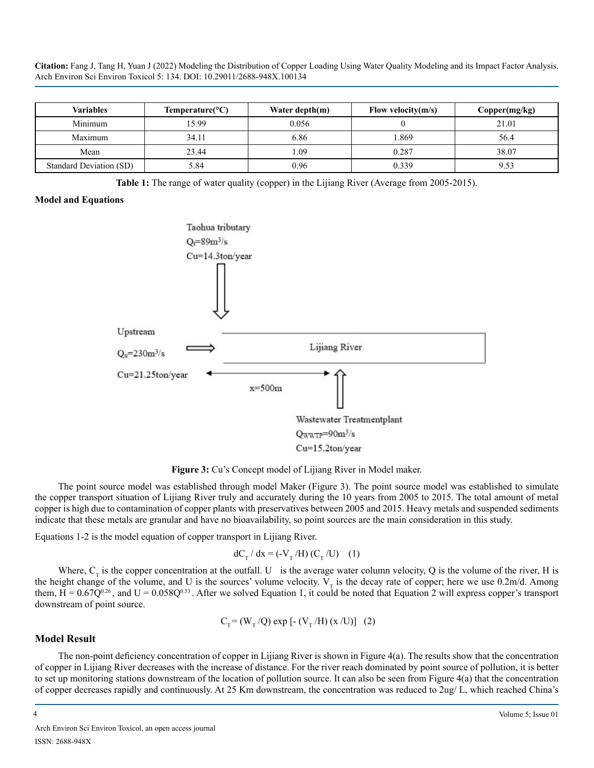| Variables | Temperature(°C) | Water depth(m) | Flow velocity(m/s) | Copper(mg/kg) |
|---|---|---|---|---|
| Minimum | 15.99 | 0.056 | 0 | 21.01 |
| Maximum | 34.11 | 6.86 | 1.869 | 56.4 |
| Mean | 23.44 | 1.09 | 0.287 | 38.07 |
| Standard Deviation (SD) | 5.84 | 0.96 | 0.339 | 9.53 |

**Table 1:** The range of water quality (copper) in the Lijiang River (Average from 2005-2015).

**Model and Equations**

Taohua tributary
$Q_t$=89m$^3$/s
Cu=14.3ton/year

Upstream
$Q_u$=230m$^3$/s
Cu=21.25ton/year

Lijiang River

x=500m

Wastewater Treatmentplant
$Q_{WWTP}$=90m$^3$/s
Cu=15.2ton/year

**Figure 3:** Cu's Concept model of Lijiang River in Model maker.

The point source model was established through model Maker (Figure 3). The point source model was established to simulate the copper transport situation of Lijiang River truly and accurately during the 10 years from 2005 to 2015. The total amount of metal copper is high due to contamination of copper plants with preservatives between 2005 and 2015. Heavy metals and suspended sediments indicate that these metals are granular and have no bioavailability, so point sources are the main consideration in this study.

Equations 1-2 is the model equation of copper transport in Lijiang River.

$$dC_T / dx = (-V_T /H) (C_T /U) \quad (1)$$

Where, $C_T$ is the copper concentration at the outfall. U is the average water column velocity, Q is the volume of the river, H is the height change of the volume, and U is the sources' volume velocity. $V_T$ is the decay rate of copper; here we use 0.2m/d. Among them, $H = 0.67Q^{0.26}$, and $U = 0.058Q^{0.53}$. After we solved Equation 1, it could be noted that Equation 2 will express copper's transport downstream of point source.

$$C_T = (W_T /Q) \exp [- (V_T /H) (x /U)] \quad (2)$$

## Model Result

The non-point deficiency concentration of copper in Lijiang River is shown in Figure 4(a). The results show that the concentration of copper in Lijiang River decreases with the increase of distance. For the river reach dominated by point source of pollution, it is better to set up monitoring stations downstream of the location of pollution source. It can also be seen from Figure 4(a) that the concentration of copper decreases rapidly and continuously. At 25 Km downstream, the concentration was reduced to 2ug/ L, which reached China's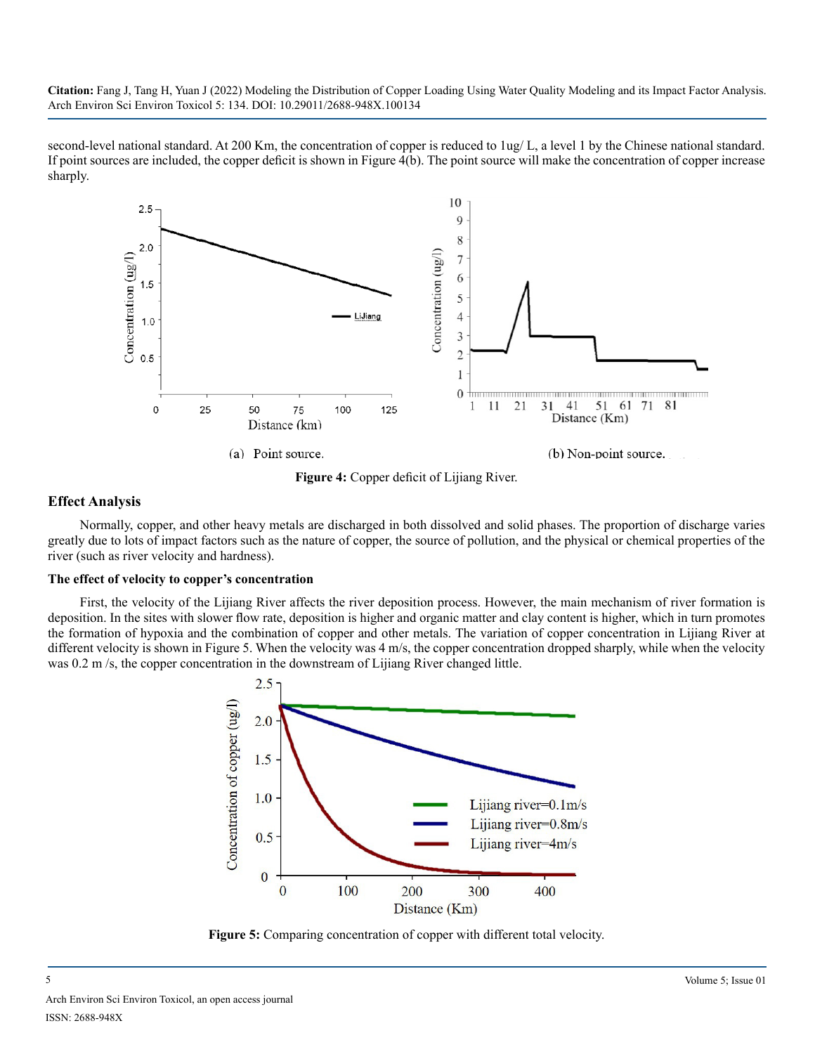second-level national standard. At 200 Km, the concentration of copper is reduced to 1ug/ L, a level 1 by the Chinese national standard. If point sources are included, the copper deficit is shown in Figure 4(b). The point source will make the concentration of copper increase sharply.

(a) Point source.

(b) Non-point source.

**Figure 4:** Copper deficit of Lijiang River.

### Effect Analysis

Normally, copper, and other heavy metals are discharged in both dissolved and solid phases. The proportion of discharge varies greatly due to lots of impact factors such as the nature of copper, the source of pollution, and the physical or chemical properties of the river (such as river velocity and hardness).

#### The effect of velocity to copper's concentration

First, the velocity of the Lijiang River affects the river deposition process. However, the main mechanism of river formation is deposition. In the sites with slower flow rate, deposition is higher and organic matter and clay content is higher, which in turn promotes the formation of hypoxia and the combination of copper and other metals. The variation of copper concentration in Lijiang River at different velocity is shown in Figure 5. When the velocity was 4 m/s, the copper concentration dropped sharply, while when the velocity was 0.2 m /s, the copper concentration in the downstream of Lijiang River changed little.

**Figure 5:** Comparing concentration of copper with different total velocity.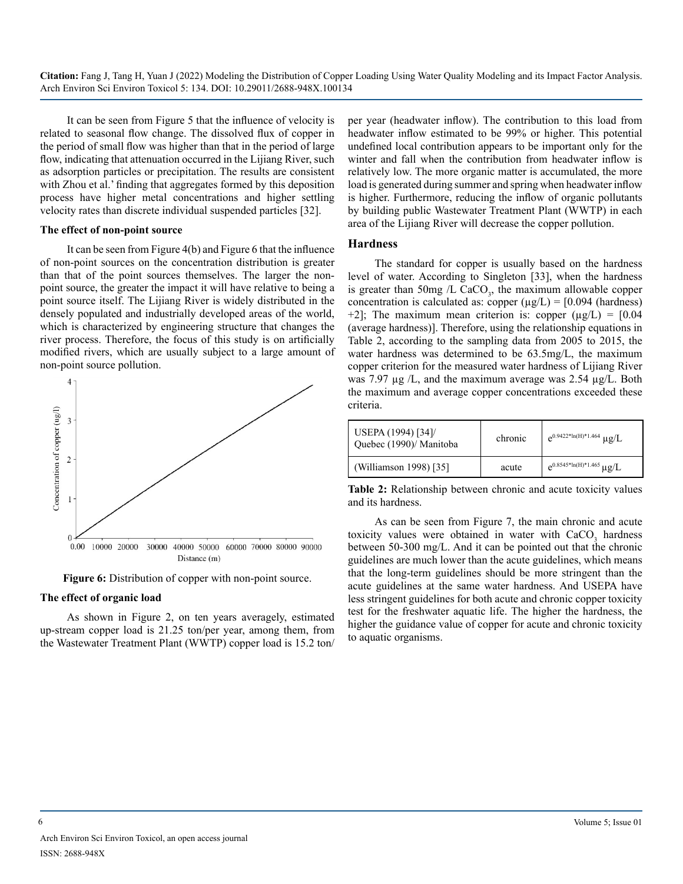It can be seen from Figure 5 that the influence of velocity is related to seasonal flow change. The dissolved flux of copper in the period of small flow was higher than that in the period of large flow, indicating that attenuation occurred in the Lijiang River, such as adsorption particles or precipitation. The results are consistent with Zhou et al.' finding that aggregates formed by this deposition process have higher metal concentrations and higher settling velocity rates than discrete individual suspended particles [32].

**The effect of non-point source**

It can be seen from Figure 4(b) and Figure 6 that the influence of non-point sources on the concentration distribution is greater than that of the point sources themselves. The larger the non-point source, the greater the impact it will have relative to being a point source itself. The Lijiang River is widely distributed in the densely populated and industrially developed areas of the world, which is characterized by engineering structure that changes the river process. Therefore, the focus of this study is on artificially modified rivers, which are usually subject to a large amount of non-point source pollution.

**Figure 6:** Distribution of copper with non-point source.

**The effect of organic load**

As shown in Figure 2, on ten years averagely, estimated up-stream copper load is 21.25 ton/per year, among them, from the Wastewater Treatment Plant (WWTP) copper load is 15.2 ton/per year (headwater inflow). The contribution to this load from headwater inflow estimated to be 99% or higher. This potential undefined local contribution appears to be important only for the winter and fall when the contribution from headwater inflow is relatively low. The more organic matter is accumulated, the more load is generated during summer and spring when headwater inflow is higher. Furthermore, reducing the inflow of organic pollutants by building public Wastewater Treatment Plant (WWTP) in each area of the Lijiang River will decrease the copper pollution.

## Hardness

The standard for copper is usually based on the hardness level of water. According to Singleton [33], when the hardness is greater than 50mg /L $CaCO_3$, the maximum allowable copper concentration is calculated as: copper (μg/L) = [0.094 (hardness) +2]; The maximum mean criterion is: copper (μg/L) = [0.04 (average hardness)]. Therefore, using the relationship equations in Table 2, according to the sampling data from 2005 to 2015, the water hardness was determined to be 63.5mg/L, the maximum copper criterion for the measured water hardness of Lijiang River was 7.97 μg /L, and the maximum average was 2.54 μg/L. Both the maximum and average copper concentrations exceeded these criteria.

| USEPA (1994) [34]/ Quebec (1990)/ Manitoba | chronic | $e^{0.9422*\ln(H)*1.464}$ μg/L |
|---|---|---|
| (Williamson 1998) [35] | acute | $e^{0.8545*\ln(H)*1.465}$ μg/L |

**Table 2:** Relationship between chronic and acute toxicity values and its hardness.

As can be seen from Figure 7, the main chronic and acute toxicity values were obtained in water with $CaCO_3$ hardness between 50-300 mg/L. And it can be pointed out that the chronic guidelines are much lower than the acute guidelines, which means that the long-term guidelines should be more stringent than the acute guidelines at the same water hardness. And USEPA have less stringent guidelines for both acute and chronic copper toxicity test for the freshwater aquatic life. The higher the hardness, the higher the guidance value of copper for acute and chronic toxicity to aquatic organisms.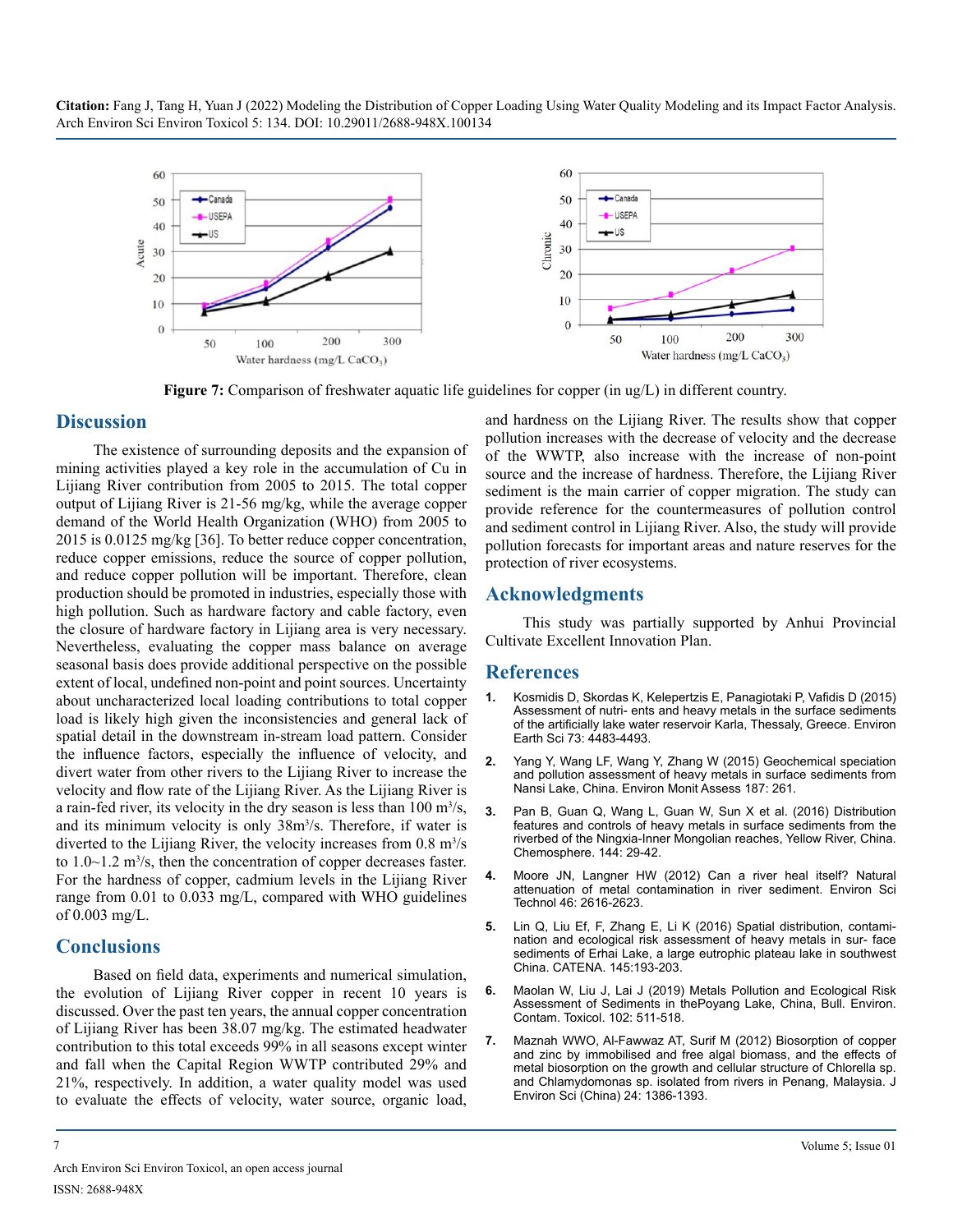Figure 7: Comparison of freshwater aquatic life guidelines for copper (in ug/L) in different country.

## Discussion

The existence of surrounding deposits and the expansion of mining activities played a key role in the accumulation of Cu in Lijiang River contribution from 2005 to 2015. The total copper output of Lijiang River is 21-56 mg/kg, while the average copper demand of the World Health Organization (WHO) from 2005 to 2015 is 0.0125 mg/kg [36]. To better reduce copper concentration, reduce copper emissions, reduce the source of copper pollution, and reduce copper pollution will be important. Therefore, clean production should be promoted in industries, especially those with high pollution. Such as hardware factory and cable factory, even the closure of hardware factory in Lijiang area is very necessary. Nevertheless, evaluating the copper mass balance on average seasonal basis does provide additional perspective on the possible extent of local, undefined non-point and point sources. Uncertainty about uncharacterized local loading contributions to total copper load is likely high given the inconsistencies and general lack of spatial detail in the downstream in-stream load pattern. Consider the influence factors, especially the influence of velocity, and divert water from other rivers to the Lijiang River to increase the velocity and flow rate of the Lijiang River. As the Lijiang River is a rain-fed river, its velocity in the dry season is less than 100 $m^3/s$, and its minimum velocity is only 38$m^3/s$. Therefore, if water is diverted to the Lijiang River, the velocity increases from 0.8 $m^3/s$ to 1.0~1.2 $m^3/s$, then the concentration of copper decreases faster. For the hardness of copper, cadmium levels in the Lijiang River range from 0.01 to 0.033 mg/L, compared with WHO guidelines of 0.003 mg/L.

## Conclusions

Based on field data, experiments and numerical simulation, the evolution of Lijiang River copper in recent 10 years is discussed. Over the past ten years, the annual copper concentration of Lijiang River has been 38.07 mg/kg. The estimated headwater contribution to this total exceeds 99% in all seasons except winter and fall when the Capital Region WWTP contributed 29% and 21%, respectively. In addition, a water quality model was used to evaluate the effects of velocity, water source, organic load, and hardness on the Lijiang River. The results show that copper pollution increases with the decrease of velocity and the decrease of the WWTP, also increase with the increase of non-point source and the increase of hardness. Therefore, the Lijiang River sediment is the main carrier of copper migration. The study can provide reference for the countermeasures of pollution control and sediment control in Lijiang River. Also, the study will provide pollution forecasts for important areas and nature reserves for the protection of river ecosystems.

## Acknowledgments

This study was partially supported by Anhui Provincial Cultivate Excellent Innovation Plan.

## References

1. Kosmidis D, Skordas K, Kelepertzis E, Panagiotaki P, Vafidis D (2015) Assessment of nutri- ents and heavy metals in the surface sediments of the artificially lake water reservoir Karla, Thessaly, Greece. Environ Earth Sci 73: 4483-4493.
2. Yang Y, Wang LF, Wang Y, Zhang W (2015) Geochemical speciation and pollution assessment of heavy metals in surface sediments from Nansi Lake, China. Environ Monit Assess 187: 261.
3. Pan B, Guan Q, Wang L, Guan W, Sun X et al. (2016) Distribution features and controls of heavy metals in surface sediments from the riverbed of the Ningxia-Inner Mongolian reaches, Yellow River, China. Chemosphere. 144: 29-42.
4. Moore JN, Langner HW (2012) Can a river heal itself? Natural attenuation of metal contamination in river sediment. Environ Sci Technol 46: 2616-2623.
5. Lin Q, Liu Ef, F, Zhang E, Li K (2016) Spatial distribution, contami- nation and ecological risk assessment of heavy metals in sur- face sediments of Erhai Lake, a large eutrophic plateau lake in southwest China. CATENA. 145:193-203.
6. Maolan W, Liu J, Lai J (2019) Metals Pollution and Ecological Risk Assessment of Sediments in thePoyang Lake, China, Bull. Environ. Contam. Toxicol. 102: 511-518.
7. Maznah WWO, Al-Fawwaz AT, Surif M (2012) Biosorption of copper and zinc by immobilised and free algal biomass, and the effects of metal biosorption on the growth and cellular structure of Chlorella sp. and Chlamydomonas sp. isolated from rivers in Penang, Malaysia. J Environ Sci (China) 24: 1386-1393.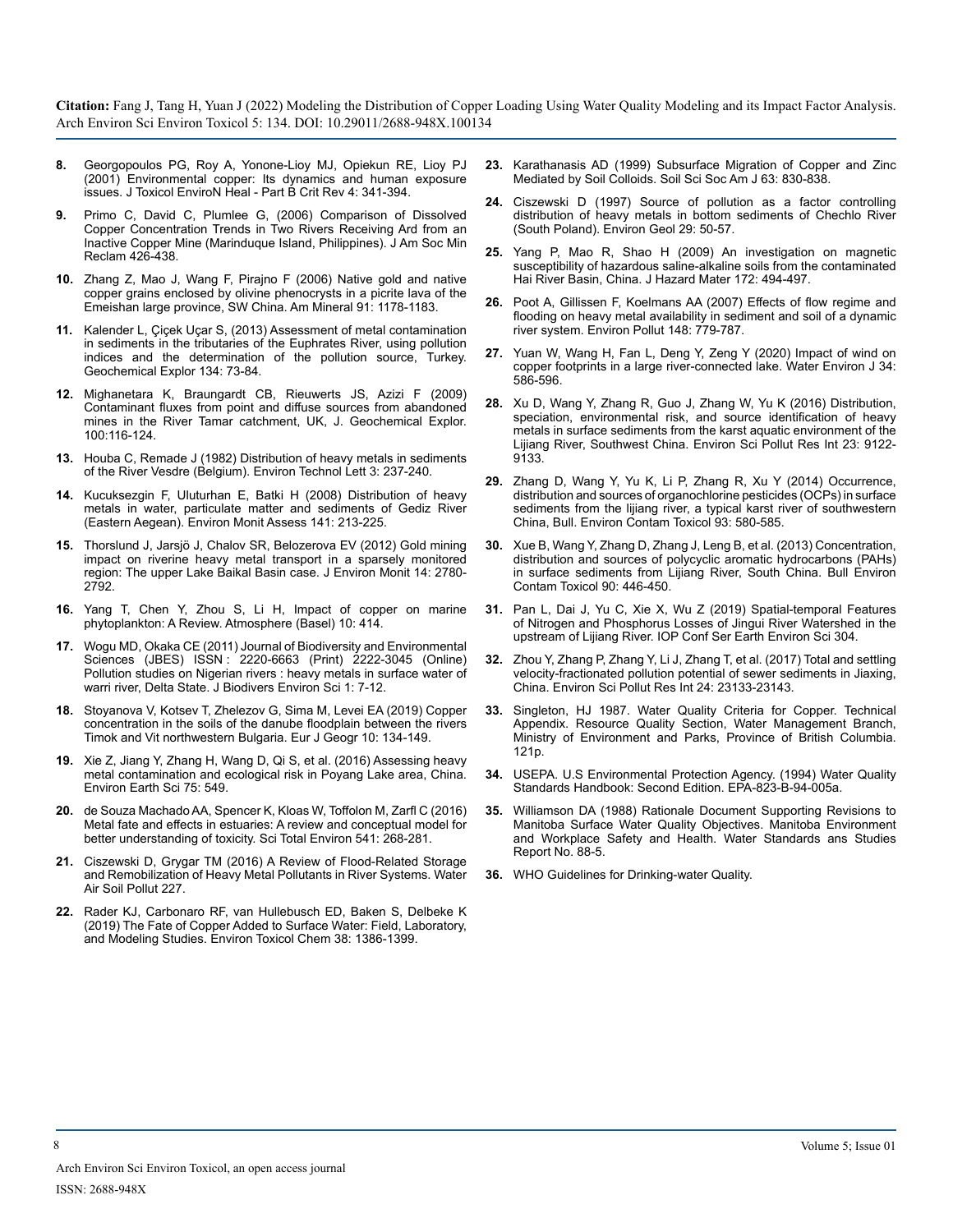8. Georgopoulos PG, Roy A, Yonone-Lioy MJ, Opiekun RE, Lioy PJ (2001) Environmental copper: Its dynamics and human exposure issues. J Toxicol EnviroN Heal - Part B Crit Rev 4: 341-394.
9. Primo C, David C, Plumlee G, (2006) Comparison of Dissolved Copper Concentration Trends in Two Rivers Receiving Ard from an Inactive Copper Mine (Marinduque Island, Philippines). J Am Soc Min Reclam 426-438.
10. Zhang Z, Mao J, Wang F, Pirajno F (2006) Native gold and native copper grains enclosed by olivine phenocrysts in a picrite lava of the Emeishan large province, SW China. Am Mineral 91: 1178-1183.
11. Kalender L, Çiçek Uçar S, (2013) Assessment of metal contamination in sediments in the tributaries of the Euphrates River, using pollution indices and the determination of the pollution source, Turkey. Geochemical Explor 134: 73-84.
12. Mighanetara K, Braungardt CB, Rieuwerts JS, Azizi F (2009) Contaminant fluxes from point and diffuse sources from abandoned mines in the River Tamar catchment, UK, J. Geochemical Explor. 100:116-124.
13. Houba C, Remade J (1982) Distribution of heavy metals in sediments of the River Vesdre (Belgium). Environ Technol Lett 3: 237-240.
14. Kucuksezgin F, Uluturhan E, Batki H (2008) Distribution of heavy metals in water, particulate matter and sediments of Gediz River (Eastern Aegean). Environ Monit Assess 141: 213-225.
15. Thorslund J, Jarsjö J, Chalov SR, Belozerova EV (2012) Gold mining impact on riverine heavy metal transport in a sparsely monitored region: The upper Lake Baikal Basin case. J Environ Monit 14: 2780-2792.
16. Yang T, Chen Y, Zhou S, Li H, Impact of copper on marine phytoplankton: A Review. Atmosphere (Basel) 10: 414.
17. Wogu MD, Okaka CE (2011) Journal of Biodiversity and Environmental Sciences (JBES) ISSN : 2220-6663 (Print) 2222-3045 (Online) Pollution studies on Nigerian rivers : heavy metals in surface water of warri river, Delta State. J Biodivers Environ Sci 1: 7-12.
18. Stoyanova V, Kotsev T, Zhelezov G, Sima M, Levei EA (2019) Copper concentration in the soils of the danube floodplain between the rivers Timok and Vit northwestern Bulgaria. Eur J Geogr 10: 134-149.
19. Xie Z, Jiang Y, Zhang H, Wang D, Qi S, et al. (2016) Assessing heavy metal contamination and ecological risk in Poyang Lake area, China. Environ Earth Sci 75: 549.
20. de Souza Machado AA, Spencer K, Kloas W, Toffolon M, Zarfl C (2016) Metal fate and effects in estuaries: A review and conceptual model for better understanding of toxicity. Sci Total Environ 541: 268-281.
21. Ciszewski D, Grygar TM (2016) A Review of Flood-Related Storage and Remobilization of Heavy Metal Pollutants in River Systems. Water Air Soil Pollut 227.
22. Rader KJ, Carbonaro RF, van Hullebusch ED, Baken S, Delbeke K (2019) The Fate of Copper Added to Surface Water: Field, Laboratory, and Modeling Studies. Environ Toxicol Chem 38: 1386-1399.
23. Karathanasis AD (1999) Subsurface Migration of Copper and Zinc Mediated by Soil Colloids. Soil Sci Soc Am J 63: 830-838.
24. Ciszewski D (1997) Source of pollution as a factor controlling distribution of heavy metals in bottom sediments of Chechlo River (South Poland). Environ Geol 29: 50-57.
25. Yang P, Mao R, Shao H (2009) An investigation on magnetic susceptibility of hazardous saline-alkaline soils from the contaminated Hai River Basin, China. J Hazard Mater 172: 494-497.
26. Poot A, Gillissen F, Koelmans AA (2007) Effects of flow regime and flooding on heavy metal availability in sediment and soil of a dynamic river system. Environ Pollut 148: 779-787.
27. Yuan W, Wang H, Fan L, Deng Y, Zeng Y (2020) Impact of wind on copper footprints in a large river-connected lake. Water Environ J 34: 586-596.
28. Xu D, Wang Y, Zhang R, Guo J, Zhang W, Yu K (2016) Distribution, speciation, environmental risk, and source identification of heavy metals in surface sediments from the karst aquatic environment of the Lijiang River, Southwest China. Environ Sci Pollut Res Int 23: 9122-9133.
29. Zhang D, Wang Y, Yu K, Li P, Zhang R, Xu Y (2014) Occurrence, distribution and sources of organochlorine pesticides (OCPs) in surface sediments from the lijiang river, a typical karst river of southwestern China, Bull. Environ Contam Toxicol 93: 580-585.
30. Xue B, Wang Y, Zhang D, Zhang J, Leng B, et al. (2013) Concentration, distribution and sources of polycyclic aromatic hydrocarbons (PAHs) in surface sediments from Lijiang River, South China. Bull Environ Contam Toxicol 90: 446-450.
31. Pan L, Dai J, Yu C, Xie X, Wu Z (2019) Spatial-temporal Features of Nitrogen and Phosphorus Losses of Jingui River Watershed in the upstream of Lijiang River. IOP Conf Ser Earth Environ Sci 304.
32. Zhou Y, Zhang P, Zhang Y, Li J, Zhang T, et al. (2017) Total and settling velocity-fractionated pollution potential of sewer sediments in Jiaxing, China. Environ Sci Pollut Res Int 24: 23133-23143.
33. Singleton, HJ 1987. Water Quality Criteria for Copper. Technical Appendix. Resource Quality Section, Water Management Branch, Ministry of Environment and Parks, Province of British Columbia. 121p.
34. USEPA. U.S Environmental Protection Agency. (1994) Water Quality Standards Handbook: Second Edition. EPA-823-B-94-005a.
35. Williamson DA (1988) Rationale Document Supporting Revisions to Manitoba Surface Water Quality Objectives. Manitoba Environment and Workplace Safety and Health. Water Standards ans Studies Report No. 88-5.
36. WHO Guidelines for Drinking-water Quality.